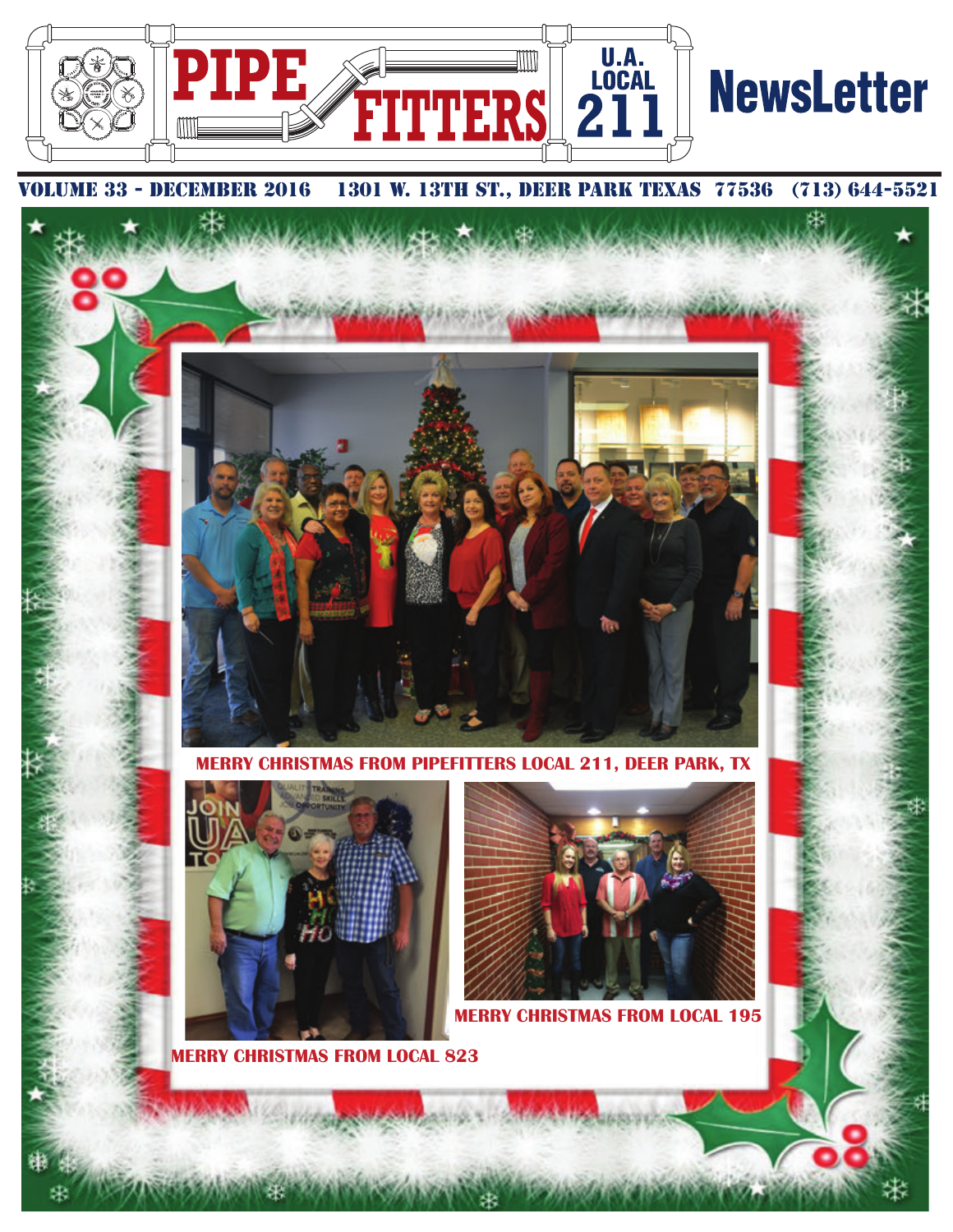# PIPE FITTERS U.A. LOCAL 211 NewsLetter

VOLUME 33 - DECEMBER 2016 1301 W. 13TH ST., DEER PARK TEXAS 77536 (713) 644-5521

MERRY CHRISTMAS FROM PIPEFITTERS LOCAL 211, DEER PARK, TX

MERRY CHRISTMAS FROM LOCAL 823

MERRY CHRISTMAS FROM LOCAL 195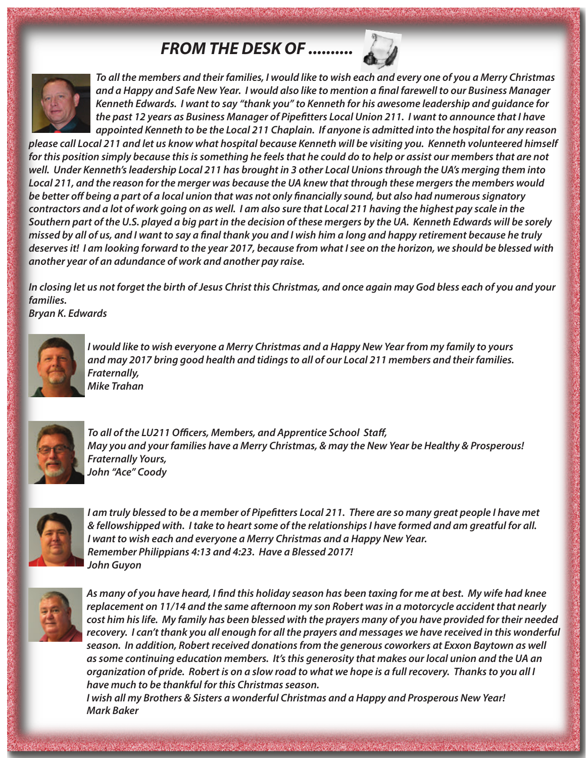# *FROM THE DESK OF ..........*

*To all the members and their families, I would like to wish each and every one of you a Merry Christmas and a Happy and Safe New Year. I would also like to mention a final farewell to our Business Manager Kenneth Edwards. I want to say "thank you" to Kenneth for his awesome leadership and guidance for the past 12 years as Business Manager of Pipefitters Local Union 211. I want to announce that I have appointed Kenneth to be the Local 211 Chaplain. If anyone is admitted into the hospital for any reason please call Local 211 and let us know what hospital because Kenneth will be visiting you. Kenneth volunteered himself for this position simply because this is something he feels that he could do to help or assist our members that are not well. Under Kenneth's leadership Local 211 has brought in 3 other Local Unions through the UA's merging them into Local 211, and the reason for the merger was because the UA knew that through these mergers the members would be better off being a part of a local union that was not only financially sound, but also had numerous signatory contractors and a lot of work going on as well. I am also sure that Local 211 having the highest pay scale in the Southern part of the U.S. played a big part in the decision of these mergers by the UA. Kenneth Edwards will be sorely missed by all of us, and I want to say a final thank you and I wish him a long and happy retirement because he truly deserves it! I am looking forward to the year 2017, because from what I see on the horizon, we should be blessed with another year of an adundance of work and another pay raise.*

*In closing let us not forget the birth of Jesus Christ this Christmas, and once again may God bless each of you and your families.*
*Bryan K. Edwards*

*I would like to wish everyone a Merry Christmas and a Happy New Year from my family to yours and may 2017 bring good health and tidings to all of our Local 211 members and their families.*
*Fraternally,*
*Mike Trahan*

*To all of the LU211 Officers, Members, and Apprentice School Staff,*
*May you and your families have a Merry Christmas, & may the New Year be Healthy & Prosperous!*
*Fraternally Yours,*
*John "Ace" Coody*

*I am truly blessed to be a member of Pipefitters Local 211. There are so many great people I have met & fellowshipped with. I take to heart some of the relationships I have formed and am greatful for all.*
*I want to wish each and everyone a Merry Christmas and a Happy New Year.*
*Remember Philippians 4:13 and 4:23. Have a Blessed 2017!*
*John Guyon*

*As many of you have heard, I find this holiday season has been taxing for me at best. My wife had knee replacement on 11/14 and the same afternoon my son Robert was in a motorcycle accident that nearly cost him his life. My family has been blessed with the prayers many of you have provided for their needed recovery. I can't thank you all enough for all the prayers and messages we have received in this wonderful season. In addition, Robert received donations from the generous coworkers at Exxon Baytown as well as some continuing education members. It's this generosity that makes our local union and the UA an organization of pride. Robert is on a slow road to what we hope is a full recovery. Thanks to you all I have much to be thankful for this Christmas season.*
*I wish all my Brothers & Sisters a wonderful Christmas and a Happy and Prosperous New Year!*
*Mark Baker*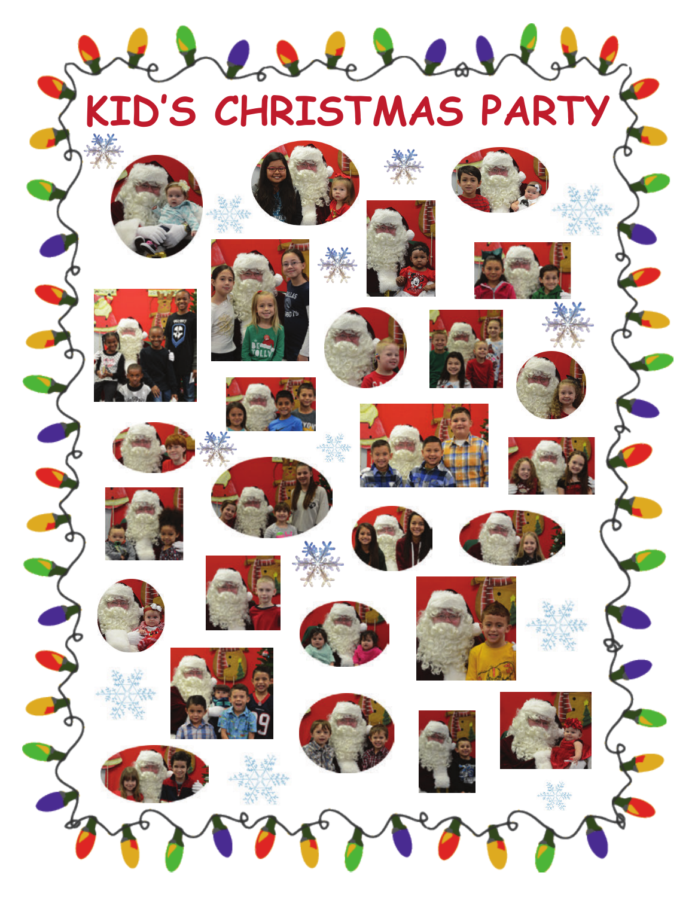# KID'S CHRISTMAS PARTY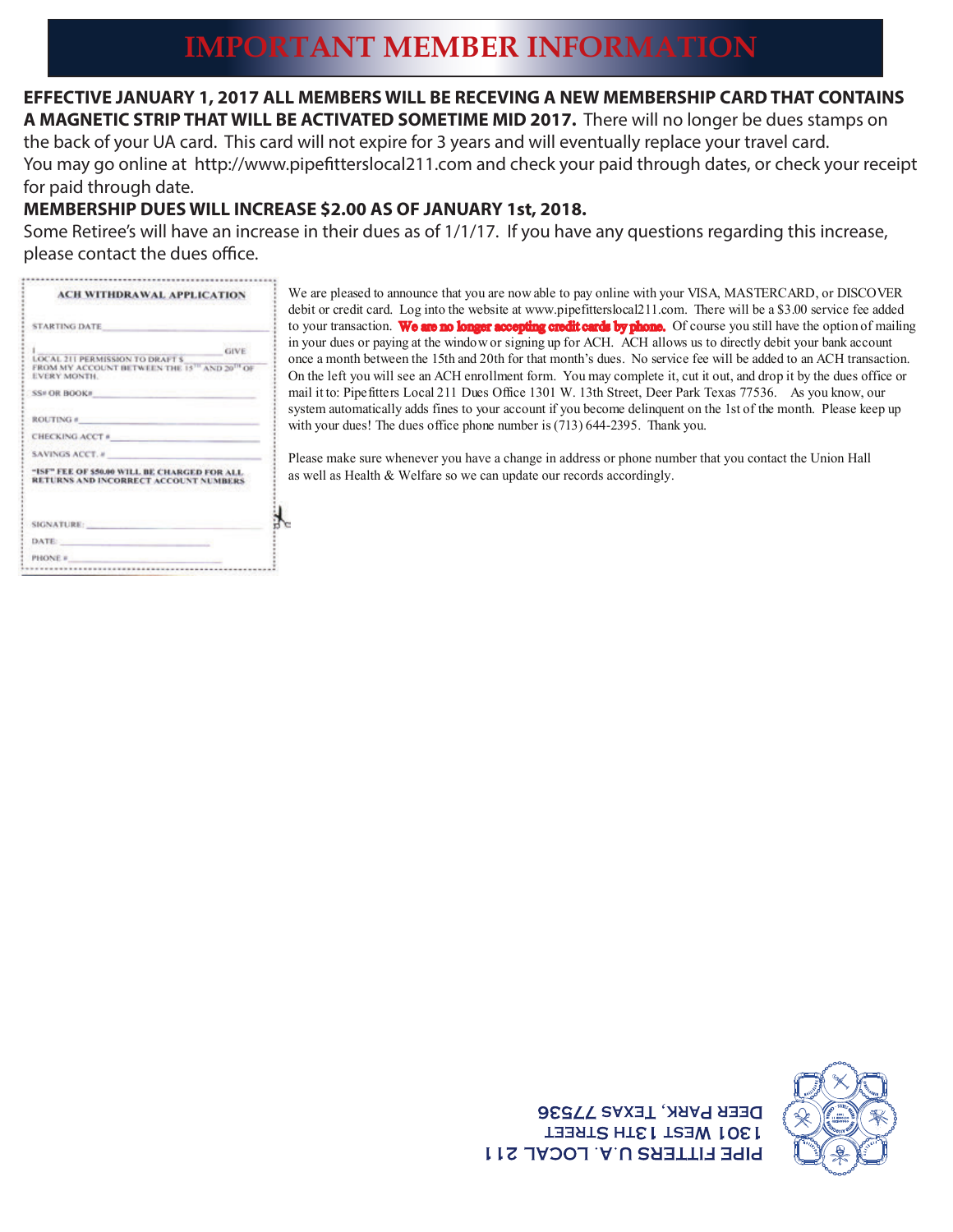# IMPORTANT MEMBER INFORMATION

**EFFECTIVE JANUARY 1, 2017 ALL MEMBERS WILL BE RECEVING A NEW MEMBERSHIP CARD THAT CONTAINS A MAGNETIC STRIP THAT WILL BE ACTIVATED SOMETIME MID 2017.** There will no longer be dues stamps on the back of your UA card. This card will not expire for 3 years and will eventually replace your travel card. You may go online at http://www.pipefitterslocal211.com and check your paid through dates, or check your receipt for paid through date.

**MEMBERSHIP DUES WILL INCREASE $2.00 AS OF JANUARY 1st, 2018.**

Some Retiree's will have an increase in their dues as of 1/1/17. If you have any questions regarding this increase, please contact the dues office.

**ACH WITHDRAWAL APPLICATION**

STARTING DATE ____________________

I ____________________ GIVE LOCAL 211 PERMISSION TO DRAFT $ ________ FROM MY ACCOUNT BETWEEN THE 15TH AND 20TH OF EVERY MONTH.

SS# OR BOOK# ____________________

ROUTING # ____________________

CHECKING ACCT # ____________________

SAVINGS ACCT. # ____________________

**"ISF" FEE OF $50.00 WILL BE CHARGED FOR ALL RETURNS AND INCORRECT ACCOUNT NUMBERS**

SIGNATURE: ____________________

DATE: ____________________

PHONE # ____________________

We are pleased to announce that you are now able to pay online with your VISA, MASTERCARD, or DISCOVER debit or credit card. Log into the website at www.pipefitterslocal211.com. There will be a $3.00 service fee added to your transaction. **We are no longer accepting credit cards by phone.** Of course you still have the option of mailing in your dues or paying at the window or signing up for ACH. ACH allows us to directly debit your bank account once a month between the 15th and 20th for that month's dues. No service fee will be added to an ACH transaction. On the left you will see an ACH enrollment form. You may complete it, cut it out, and drop it by the dues office or mail it to: Pipefitters Local 211 Dues Office 1301 W. 13th Street, Deer Park Texas 77536. As you know, our system automatically adds fines to your account if you become delinquent on the 1st of the month. Please keep up with your dues! The dues office phone number is (713) 644-2395. Thank you.

Please make sure whenever you have a change in address or phone number that you contact the Union Hall as well as Health & Welfare so we can update our records accordingly.

PIPE FITTERS U.A. LOCAL 211
1301 WEST 13TH STREET
DEER PARK, TEXAS 77536